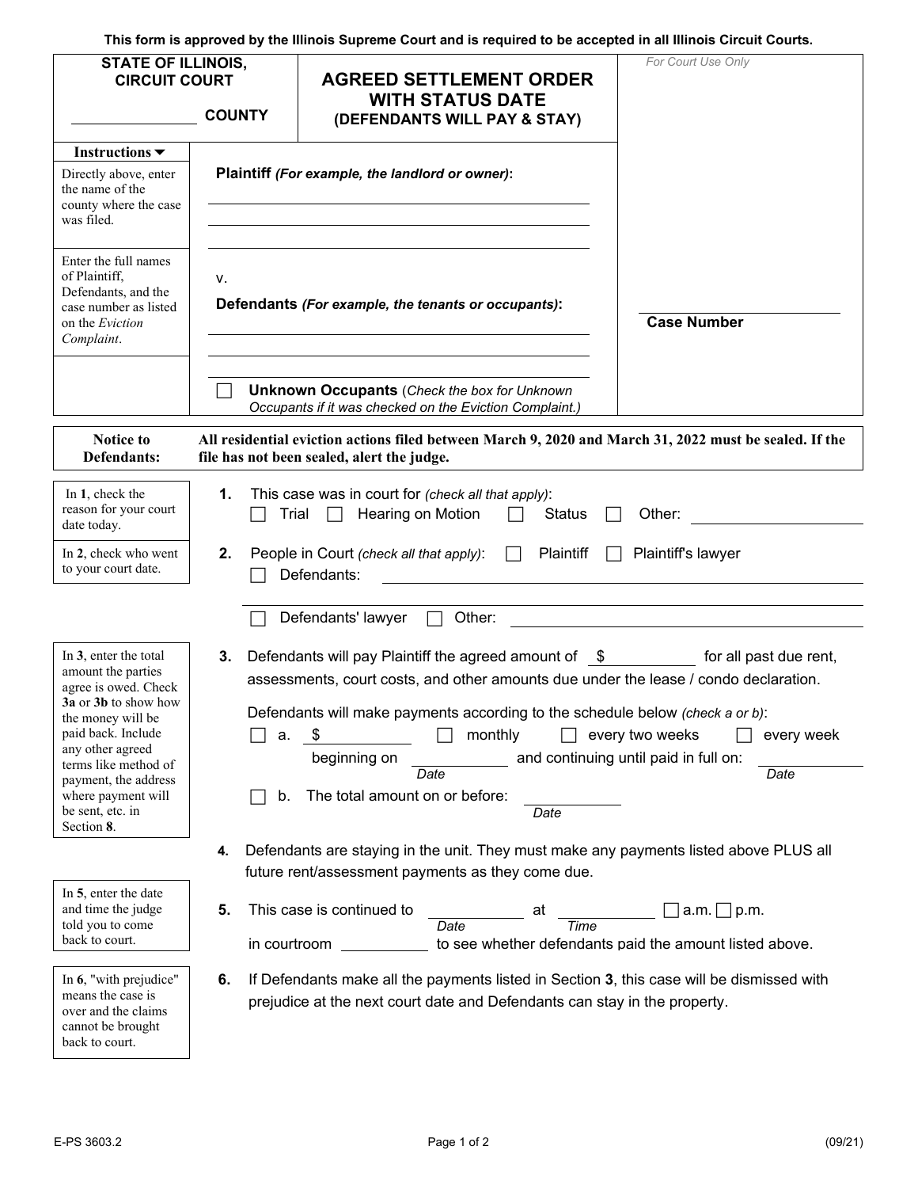This form is approved by the Illinois Supreme Court and is required to be accepted in all Illinois Circuit Courts.

**STATE OF ILLINOIS,**
**CIRCUIT COURT**

______________ **COUNTY**

# AGREED SETTLEMENT ORDER WITH STATUS DATE
## (DEFENDANTS WILL PAY & STAY)

*For Court Use Only*

**Instructions ▼**

Directly above, enter the name of the county where the case was filed.

Enter the full names of Plaintiff, Defendants, and the case number as listed on the *Eviction Complaint*.

**Plaintiff** *(For example, the landlord or owner)*:

______________________________

______________________________

______________________________

v.

**Defendants** *(For example, the tenants or occupants)*:

______________________________

______________________________

______________________________

☐ **Unknown Occupants** (*Check the box for Unknown Occupants if it was checked on the Eviction Complaint.)*

______________________
**Case Number**

**Notice to Defendants:** **All residential eviction actions filed between March 9, 2020 and March 31, 2022 must be sealed. If the file has not been sealed, alert the judge.**

*In 1, check the reason for your court date today.*

**1.** This case was in court for *(check all that apply)*:
☐ Trial ☐ Hearing on Motion ☐ Status ☐ Other: ______________

*In 2, check who went to your court date.*

**2.** People in Court *(check all that apply)*: ☐ Plaintiff ☐ Plaintiff's lawyer
☐ Defendants: ______________________________

______________________________

☐ Defendants' lawyer ☐ Other: ______________________________

*In 3, enter the total amount the parties agree is owed. Check 3a or 3b to show how the money will be paid back. Include any other agreed terms like method of payment, the address where payment will be sent, etc. in Section 8.*

**3.** Defendants will pay Plaintiff the agreed amount of $__________ for all past due rent, assessments, court costs, and other amounts due under the lease / condo declaration.

Defendants will make payments according to the schedule below *(check a or b)*:

☐ a. $__________ ☐ monthly ☐ every two weeks ☐ every week
beginning on __________ *(Date)* and continuing until paid in full on: __________ *(Date)*

☐ b. The total amount on or before: __________ *(Date)*

**4.** Defendants are staying in the unit. They must make any payments listed above PLUS all future rent/assessment payments as they come due.

*In 5, enter the date and time the judge told you to come back to court.*

**5.** This case is continued to __________ *(Date)* at __________ *(Time)* ☐ a.m. ☐ p.m.
in courtroom __________ to see whether defendants paid the amount listed above.

*In 6, "with prejudice" means the case is over and the claims cannot be brought back to court.*

**6.** If Defendants make all the payments listed in Section **3**, this case will be dismissed with prejudice at the next court date and Defendants can stay in the property.

E-PS 3603.2 (09/21)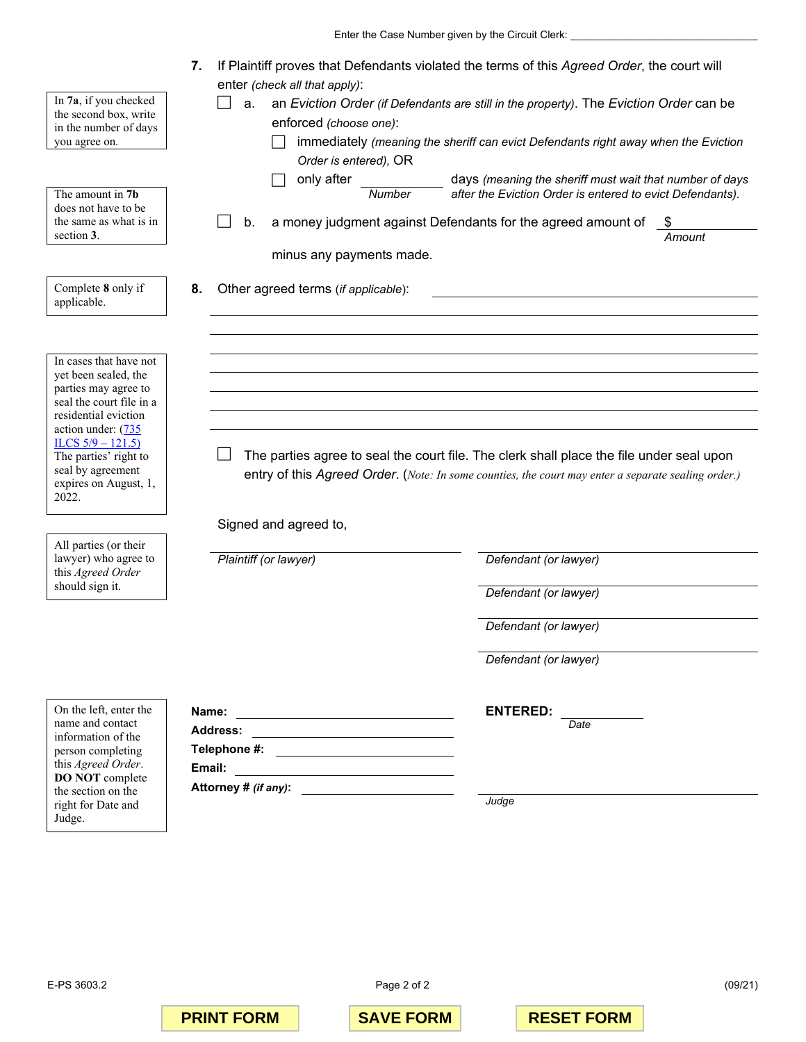Enter the Case Number given by the Circuit Clerk: ______________________________

In **7a**, if you checked the second box, write in the number of days you agree on.

The amount in **7b** does not have to be the same as what is in section **3**.

**7.** If Plaintiff proves that Defendants violated the terms of this *Agreed Order*, the court will enter *(check all that apply)*:

☐ a. an *Eviction Order* *(if Defendants are still in the property)*. The *Eviction Order* can be enforced *(choose one)*:

☐ immediately *(meaning the sheriff can evict Defendants right away when the Eviction Order is entered)*, OR

☐ only after ____________ days *(meaning the sheriff must wait that number of days after the Eviction Order is entered to evict Defendants)*.
*Number*

☐ b. a money judgment against Defendants for the agreed amount of $ ____________ minus any payments made.
*Amount*

Complete **8** only if applicable.

**8.** Other agreed terms (*if applicable*): ______________________________

______________________________

______________________________

______________________________

______________________________

______________________________

______________________________

In cases that have not yet been sealed, the parties may agree to seal the court file in a residential eviction action under: (735 ILCS 5/9 – 121.5) The parties' right to seal by agreement expires on August, 1, 2022.

☐ The parties agree to seal the court file. The clerk shall place the file under seal upon entry of this *Agreed Order*. (*Note: In some counties, the court may enter a separate sealing order.)*

All parties (or their lawyer) who agree to this *Agreed Order* should sign it.

Signed and agreed to,

______________________________
*Plaintiff (or lawyer)*

______________________________
*Defendant (or lawyer)*

______________________________
*Defendant (or lawyer)*

______________________________
*Defendant (or lawyer)*

______________________________
*Defendant (or lawyer)*

On the left, enter the name and contact information of the person completing this *Agreed Order*. **DO NOT** complete the section on the right for Date and Judge.

**Name:** ______________________________
**Address:** ______________________________
**Telephone #:** ______________________________
**Email:** ______________________________
**Attorney #** ***(if any)*****:** ______________________________

**ENTERED:** ____________
*Date*

______________________________
*Judge*

E-PS 3603.2 (09/21)

PRINT FORM | SAVE FORM | RESET FORM